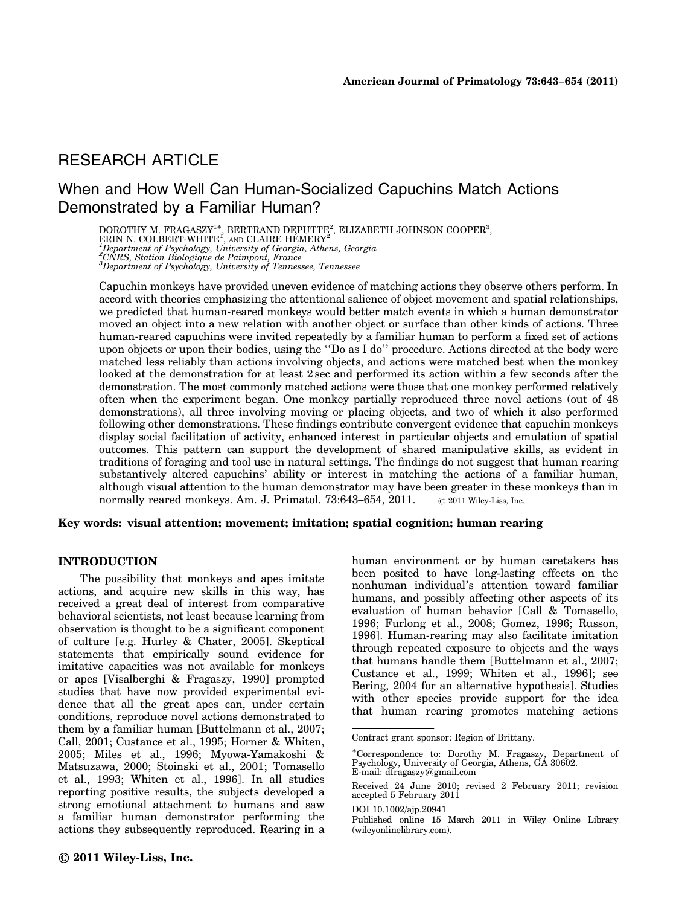RESEARCH ARTICLE

# When and How Well Can Human-Socialized Capuchins Match Actions Demonstrated by a Familiar Human?

DOROTHY M. FRAGASZY[1]*, BERTRAND DEPUTTE[2], ELIZABETH JOHNSON COOPER[3], ERIN N. COLBERT-WHITE[1], AND CLAIRE HEMERY[2]

[1]*Department of Psychology, University of Georgia, Athens, Georgia*
[2]*CNRS, Station Biologique de Paimpont, France*
[3]*Department of Psychology, University of Tennessee, Tennessee*

Capuchin monkeys have provided uneven evidence of matching actions they observe others perform. In accord with theories emphasizing the attentional salience of object movement and spatial relationships, we predicted that human-reared monkeys would better match events in which a human demonstrator moved an object into a new relation with another object or surface than other kinds of actions. Three human-reared capuchins were invited repeatedly by a familiar human to perform a fixed set of actions upon objects or upon their bodies, using the ''Do as I do'' procedure. Actions directed at the body were matched less reliably than actions involving objects, and actions were matched best when the monkey looked at the demonstration for at least 2 sec and performed its action within a few seconds after the demonstration. The most commonly matched actions were those that one monkey performed relatively often when the experiment began. One monkey partially reproduced three novel actions (out of 48 demonstrations), all three involving moving or placing objects, and two of which it also performed following other demonstrations. These findings contribute convergent evidence that capuchin monkeys display social facilitation of activity, enhanced interest in particular objects and emulation of spatial outcomes. This pattern can support the development of shared manipulative skills, as evident in traditions of foraging and tool use in natural settings. The findings do not suggest that human rearing substantively altered capuchins' ability or interest in matching the actions of a familiar human, although visual attention to the human demonstrator may have been greater in these monkeys than in normally reared monkeys. Am. J. Primatol. 73:643–654, 2011. © 2011 Wiley-Liss, Inc.

**Key words: visual attention; movement; imitation; spatial cognition; human rearing**

## INTRODUCTION

The possibility that monkeys and apes imitate actions, and acquire new skills in this way, has received a great deal of interest from comparative behavioral scientists, not least because learning from observation is thought to be a significant component of culture [e.g. Hurley & Chater, 2005]. Skeptical statements that empirically sound evidence for imitative capacities was not available for monkeys or apes [Visalberghi & Fragaszy, 1990] prompted studies that have now provided experimental evidence that all the great apes can, under certain conditions, reproduce novel actions demonstrated to them by a familiar human [Buttelmann et al., 2007; Call, 2001; Custance et al., 1995; Horner & Whiten, 2005; Miles et al., 1996; Myowa-Yamakoshi & Matsuzawa, 2000; Stoinski et al., 2001; Tomasello et al., 1993; Whiten et al., 1996]. In all studies reporting positive results, the subjects developed a strong emotional attachment to humans and saw a familiar human demonstrator performing the actions they subsequently reproduced. Rearing in a human environment or by human caretakers has been posited to have long-lasting effects on the nonhuman individual's attention toward familiar humans, and possibly affecting other aspects of its evaluation of human behavior [Call & Tomasello, 1996; Furlong et al., 2008; Gomez, 1996; Russon, 1996]. Human-rearing may also facilitate imitation through repeated exposure to objects and the ways that humans handle them [Buttelmann et al., 2007; Custance et al., 1999; Whiten et al., 1996]; see Bering, 2004 for an alternative hypothesis]. Studies with other species provide support for the idea that human rearing promotes matching actions

---

Contract grant sponsor: Region of Brittany.

*Correspondence to: Dorothy M. Fragaszy, Department of Psychology, University of Georgia, Athens, GA 30602. E-mail: dfragaszy@gmail.com

Received 24 June 2010; revised 2 February 2011; revision accepted 5 February 2011

DOI 10.1002/ajp.20941
Published online 15 March 2011 in Wiley Online Library (wileyonlinelibrary.com).

© 2011 Wiley-Liss, Inc.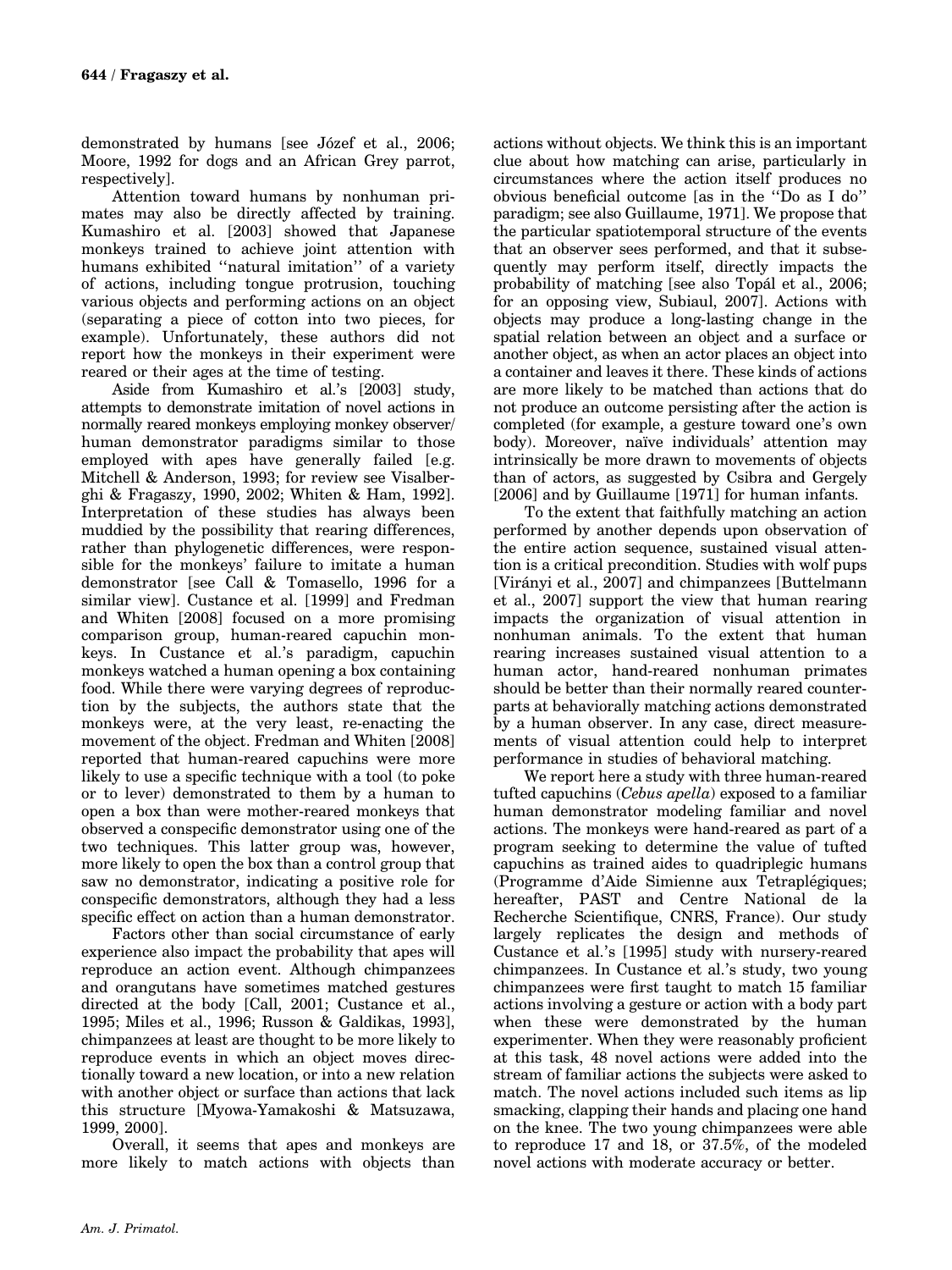demonstrated by humans [see Józef et al., 2006; Moore, 1992 for dogs and an African Grey parrot, respectively].

Attention toward humans by nonhuman primates may also be directly affected by training. Kumashiro et al. [2003] showed that Japanese monkeys trained to achieve joint attention with humans exhibited ''natural imitation'' of a variety of actions, including tongue protrusion, touching various objects and performing actions on an object (separating a piece of cotton into two pieces, for example). Unfortunately, these authors did not report how the monkeys in their experiment were reared or their ages at the time of testing.

Aside from Kumashiro et al.'s [2003] study, attempts to demonstrate imitation of novel actions in normally reared monkeys employing monkey observer/human demonstrator paradigms similar to those employed with apes have generally failed [e.g. Mitchell & Anderson, 1993; for review see Visalberghi & Fragaszy, 1990, 2002; Whiten & Ham, 1992]. Interpretation of these studies has always been muddied by the possibility that rearing differences, rather than phylogenetic differences, were responsible for the monkeys' failure to imitate a human demonstrator [see Call & Tomasello, 1996 for a similar view]. Custance et al. [1999] and Fredman and Whiten [2008] focused on a more promising comparison group, human-reared capuchin monkeys. In Custance et al.'s paradigm, capuchin monkeys watched a human opening a box containing food. While there were varying degrees of reproduction by the subjects, the authors state that the monkeys were, at the very least, re-enacting the movement of the object. Fredman and Whiten [2008] reported that human-reared capuchins were more likely to use a specific technique with a tool (to poke or to lever) demonstrated to them by a human to open a box than were mother-reared monkeys that observed a conspecific demonstrator using one of the two techniques. This latter group was, however, more likely to open the box than a control group that saw no demonstrator, indicating a positive role for conspecific demonstrators, although they had a less specific effect on action than a human demonstrator.

Factors other than social circumstance of early experience also impact the probability that apes will reproduce an action event. Although chimpanzees and orangutans have sometimes matched gestures directed at the body [Call, 2001; Custance et al., 1995; Miles et al., 1996; Russon & Galdikas, 1993], chimpanzees at least are thought to be more likely to reproduce events in which an object moves directionally toward a new location, or into a new relation with another object or surface than actions that lack this structure [Myowa-Yamakoshi & Matsuzawa, 1999, 2000].

Overall, it seems that apes and monkeys are more likely to match actions with objects than actions without objects. We think this is an important clue about how matching can arise, particularly in circumstances where the action itself produces no obvious beneficial outcome [as in the ''Do as I do'' paradigm; see also Guillaume, 1971]. We propose that the particular spatiotemporal structure of the events that an observer sees performed, and that it subsequently may perform itself, directly impacts the probability of matching [see also Topál et al., 2006; for an opposing view, Subiaul, 2007]. Actions with objects may produce a long-lasting change in the spatial relation between an object and a surface or another object, as when an actor places an object into a container and leaves it there. These kinds of actions are more likely to be matched than actions that do not produce an outcome persisting after the action is completed (for example, a gesture toward one's own body). Moreover, naïve individuals' attention may intrinsically be more drawn to movements of objects than of actors, as suggested by Csibra and Gergely [2006] and by Guillaume [1971] for human infants.

To the extent that faithfully matching an action performed by another depends upon observation of the entire action sequence, sustained visual attention is a critical precondition. Studies with wolf pups [Virányi et al., 2007] and chimpanzees [Buttelmann et al., 2007] support the view that human rearing impacts the organization of visual attention in nonhuman animals. To the extent that human rearing increases sustained visual attention to a human actor, hand-reared nonhuman primates should be better than their normally reared counterparts at behaviorally matching actions demonstrated by a human observer. In any case, direct measurements of visual attention could help to interpret performance in studies of behavioral matching.

We report here a study with three human-reared tufted capuchins (*Cebus apella*) exposed to a familiar human demonstrator modeling familiar and novel actions. The monkeys were hand-reared as part of a program seeking to determine the value of tufted capuchins as trained aides to quadriplegic humans (Programme d'Aide Simienne aux Tetraplégiques; hereafter, PAST and Centre National de la Recherche Scientifique, CNRS, France). Our study largely replicates the design and methods of Custance et al.'s [1995] study with nursery-reared chimpanzees. In Custance et al.'s study, two young chimpanzees were first taught to match 15 familiar actions involving a gesture or action with a body part when these were demonstrated by the human experimenter. When they were reasonably proficient at this task, 48 novel actions were added into the stream of familiar actions the subjects were asked to match. The novel actions included such items as lip smacking, clapping their hands and placing one hand on the knee. The two young chimpanzees were able to reproduce 17 and 18, or 37.5%, of the modeled novel actions with moderate accuracy or better.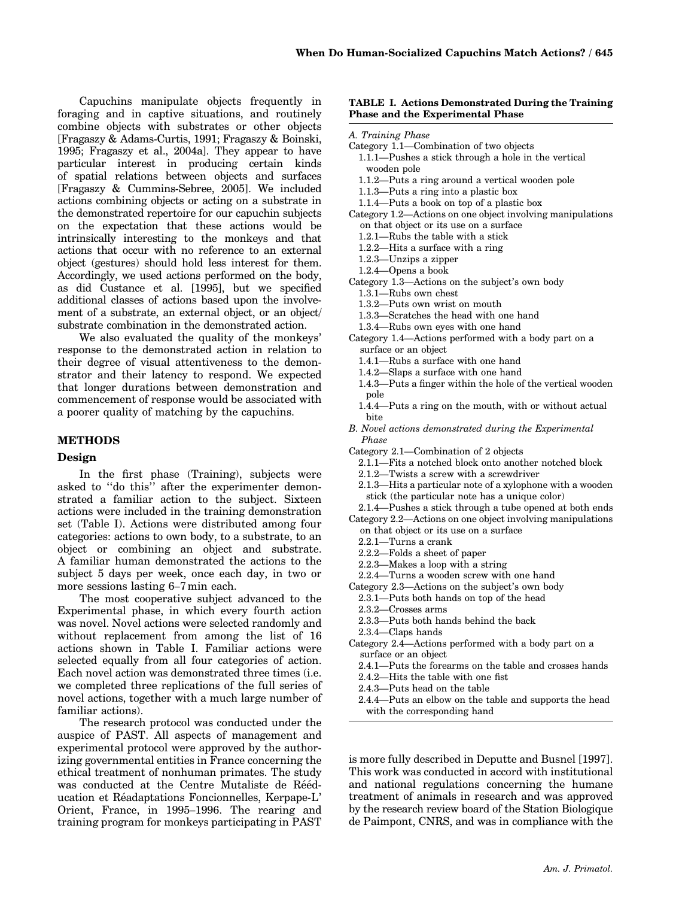Capuchins manipulate objects frequently in foraging and in captive situations, and routinely combine objects with substrates or other objects [Fragaszy & Adams-Curtis, 1991; Fragaszy & Boinski, 1995; Fragaszy et al., 2004a]. They appear to have particular interest in producing certain kinds of spatial relations between objects and surfaces [Fragaszy & Cummins-Sebree, 2005]. We included actions combining objects or acting on a substrate in the demonstrated repertoire for our capuchin subjects on the expectation that these actions would be intrinsically interesting to the monkeys and that actions that occur with no reference to an external object (gestures) should hold less interest for them. Accordingly, we used actions performed on the body, as did Custance et al. [1995], but we specified additional classes of actions based upon the involvement of a substrate, an external object, or an object/substrate combination in the demonstrated action.

We also evaluated the quality of the monkeys' response to the demonstrated action in relation to their degree of visual attentiveness to the demonstrator and their latency to respond. We expected that longer durations between demonstration and commencement of response would be associated with a poorer quality of matching by the capuchins.

## METHODS

### Design

In the first phase (Training), subjects were asked to ''do this'' after the experimenter demonstrated a familiar action to the subject. Sixteen actions were included in the training demonstration set (Table I). Actions were distributed among four categories: actions to own body, to a substrate, to an object or combining an object and substrate. A familiar human demonstrated the actions to the subject 5 days per week, once each day, in two or more sessions lasting 6–7 min each.

The most cooperative subject advanced to the Experimental phase, in which every fourth action was novel. Novel actions were selected randomly and without replacement from among the list of 16 actions shown in Table I. Familiar actions were selected equally from all four categories of action. Each novel action was demonstrated three times (i.e. we completed three replications of the full series of novel actions, together with a much large number of familiar actions).

The research protocol was conducted under the auspice of PAST. All aspects of management and experimental protocol were approved by the authorizing governmental entities in France concerning the ethical treatment of nonhuman primates. The study was conducted at the Centre Mutaliste de Rééducation et Réadaptations Foncionnelles, Kerpape-L' Orient, France, in 1995–1996. The rearing and training program for monkeys participating in PAST is more fully described in Deputte and Busnel [1997]. This work was conducted in accord with institutional and national regulations concerning the humane treatment of animals in research and was approved by the research review board of the Station Biologique de Paimpont, CNRS, and was in compliance with the

**TABLE I. Actions Demonstrated During the Training Phase and the Experimental Phase**

*A. Training Phase*

Category 1.1—Combination of two objects
- 1.1.1—Pushes a stick through a hole in the vertical wooden pole
- 1.1.2—Puts a ring around a vertical wooden pole
- 1.1.3—Puts a ring into a plastic box
- 1.1.4—Puts a book on top of a plastic box

Category 1.2—Actions on one object involving manipulations on that object or its use on a surface
- 1.2.1—Rubs the table with a stick
- 1.2.2—Hits a surface with a ring
- 1.2.3—Unzips a zipper
- 1.2.4—Opens a book

Category 1.3—Actions on the subject's own body
- 1.3.1—Rubs own chest
- 1.3.2—Puts own wrist on mouth
- 1.3.3—Scratches the head with one hand
- 1.3.4—Rubs own eyes with one hand

Category 1.4—Actions performed with a body part on a surface or an object
- 1.4.1—Rubs a surface with one hand
- 1.4.2—Slaps a surface with one hand
- 1.4.3—Puts a finger within the hole of the vertical wooden pole
- 1.4.4—Puts a ring on the mouth, with or without actual bite

*B. Novel actions demonstrated during the Experimental Phase*

Category 2.1—Combination of 2 objects
- 2.1.1—Fits a notched block onto another notched block
- 2.1.2—Twists a screw with a screwdriver
- 2.1.3—Hits a particular note of a xylophone with a wooden stick (the particular note has a unique color)
- 2.1.4—Pushes a stick through a tube opened at both ends

Category 2.2—Actions on one object involving manipulations on that object or its use on a surface
- 2.2.1—Turns a crank
- 2.2.2—Folds a sheet of paper
- 2.2.3—Makes a loop with a string
- 2.2.4—Turns a wooden screw with one hand

Category 2.3—Actions on the subject's own body
- 2.3.1—Puts both hands on top of the head
- 2.3.2—Crosses arms
- 2.3.3—Puts both hands behind the back
- 2.3.4—Claps hands

Category 2.4—Actions performed with a body part on a surface or an object
- 2.4.1—Puts the forearms on the table and crosses hands
- 2.4.2—Hits the table with one fist
- 2.4.3—Puts head on the table
- 2.4.4—Puts an elbow on the table and supports the head with the corresponding hand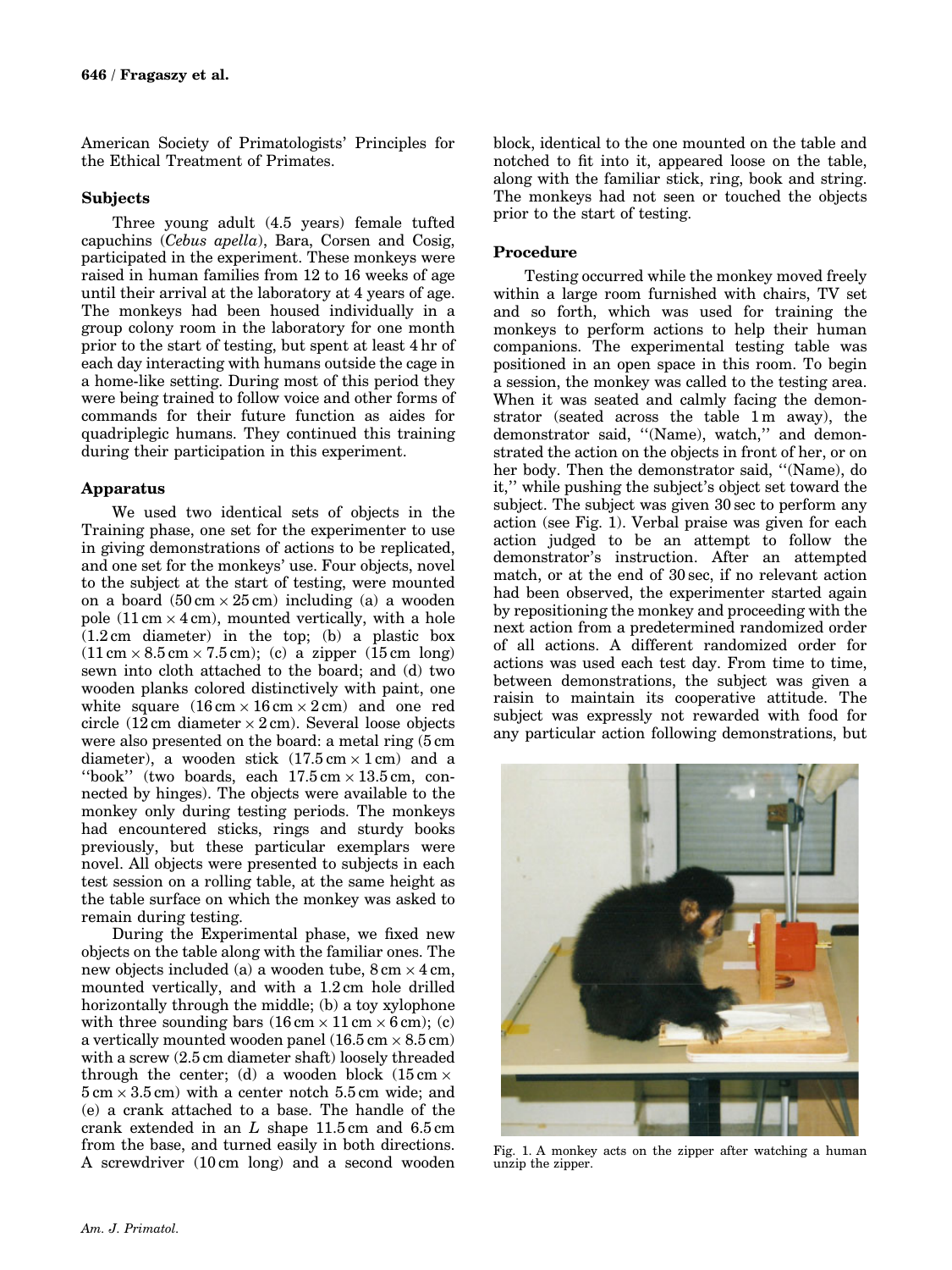American Society of Primatologists' Principles for the Ethical Treatment of Primates.

### Subjects

Three young adult (4.5 years) female tufted capuchins (*Cebus apella*), Bara, Corsen and Cosig, participated in the experiment. These monkeys were raised in human families from 12 to 16 weeks of age until their arrival at the laboratory at 4 years of age. The monkeys had been housed individually in a group colony room in the laboratory for one month prior to the start of testing, but spent at least 4 hr of each day interacting with humans outside the cage in a home-like setting. During most of this period they were being trained to follow voice and other forms of commands for their future function as aides for quadriplegic humans. They continued this training during their participation in this experiment.

### Apparatus

We used two identical sets of objects in the Training phase, one set for the experimenter to use in giving demonstrations of actions to be replicated, and one set for the monkeys' use. Four objects, novel to the subject at the start of testing, were mounted on a board (50 cm × 25 cm) including (a) a wooden pole (11 cm × 4 cm), mounted vertically, with a hole (1.2 cm diameter) in the top; (b) a plastic box (11 cm × 8.5 cm × 7.5 cm); (c) a zipper (15 cm long) sewn into cloth attached to the board; and (d) two wooden planks colored distinctively with paint, one white square (16 cm × 16 cm × 2 cm) and one red circle (12 cm diameter × 2 cm). Several loose objects were also presented on the board: a metal ring (5 cm diameter), a wooden stick (17.5 cm × 1 cm) and a "book" (two boards, each 17.5 cm × 13.5 cm, connected by hinges). The objects were available to the monkey only during testing periods. The monkeys had encountered sticks, rings and sturdy books previously, but these particular exemplars were novel. All objects were presented to subjects in each test session on a rolling table, at the same height as the table surface on which the monkey was asked to remain during testing.

During the Experimental phase, we fixed new objects on the table along with the familiar ones. The new objects included (a) a wooden tube, 8 cm × 4 cm, mounted vertically, and with a 1.2 cm hole drilled horizontally through the middle; (b) a toy xylophone with three sounding bars (16 cm × 11 cm × 6 cm); (c) a vertically mounted wooden panel (16.5 cm × 8.5 cm) with a screw (2.5 cm diameter shaft) loosely threaded through the center; (d) a wooden block (15 cm × 5 cm × 3.5 cm) with a center notch 5.5 cm wide; and (e) a crank attached to a base. The handle of the crank extended in an *L* shape 11.5 cm and 6.5 cm from the base, and turned easily in both directions. A screwdriver (10 cm long) and a second wooden block, identical to the one mounted on the table and notched to fit into it, appeared loose on the table, along with the familiar stick, ring, book and string. The monkeys had not seen or touched the objects prior to the start of testing.

### Procedure

Testing occurred while the monkey moved freely within a large room furnished with chairs, TV set and so forth, which was used for training the monkeys to perform actions to help their human companions. The experimental testing table was positioned in an open space in this room. To begin a session, the monkey was called to the testing area. When it was seated and calmly facing the demonstrator (seated across the table 1 m away), the demonstrator said, "(Name), watch," and demonstrated the action on the objects in front of her, or on her body. Then the demonstrator said, "(Name), do it," while pushing the subject's object set toward the subject. The subject was given 30 sec to perform any action (see Fig. 1). Verbal praise was given for each action judged to be an attempt to follow the demonstrator's instruction. After an attempted match, or at the end of 30 sec, if no relevant action had been observed, the experimenter started again by repositioning the monkey and proceeding with the next action from a predetermined randomized order of all actions. A different randomized order for actions was used each test day. From time to time, between demonstrations, the subject was given a raisin to maintain its cooperative attitude. The subject was expressly not rewarded with food for any particular action following demonstrations, but

Fig. 1. A monkey acts on the zipper after watching a human unzip the zipper.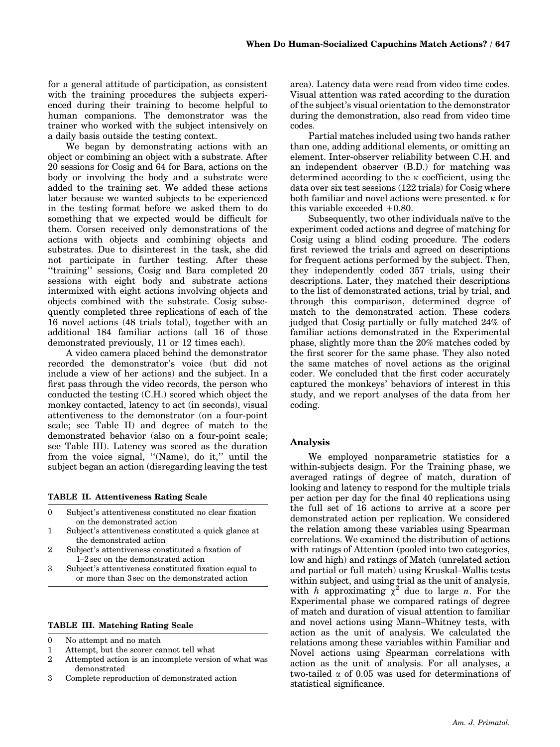for a general attitude of participation, as consistent with the training procedures the subjects experienced during their training to become helpful to human companions. The demonstrator was the trainer who worked with the subject intensively on a daily basis outside the testing context.

We began by demonstrating actions with an object or combining an object with a substrate. After 20 sessions for Cosig and 64 for Bara, actions on the body or involving the body and a substrate were added to the training set. We added these actions later because we wanted subjects to be experienced in the testing format before we asked them to do something that we expected would be difficult for them. Corsen received only demonstrations of the actions with objects and combining objects and substrates. Due to disinterest in the task, she did not participate in further testing. After these "training" sessions, Cosig and Bara completed 20 sessions with eight body and substrate actions intermixed with eight actions involving objects and objects combined with the substrate. Cosig subsequently completed three replications of each of the 16 novel actions (48 trials total), together with an additional 184 familiar actions (all 16 of those demonstrated previously, 11 or 12 times each).

A video camera placed behind the demonstrator recorded the demonstrator's voice (but did not include a view of her actions) and the subject. In a first pass through the video records, the person who conducted the testing (C.H.) scored which object the monkey contacted, latency to act (in seconds), visual attentiveness to the demonstrator (on a four-point scale; see Table II) and degree of match to the demonstrated behavior (also on a four-point scale; see Table III). Latency was scored as the duration from the voice signal, "(Name), do it," until the subject began an action (disregarding leaving the test area). Latency data were read from video time codes. Visual attention was rated according to the duration of the subject's visual orientation to the demonstrator during the demonstration, also read from video time codes.

**TABLE II. Attentiveness Rating Scale**

| | |
|---|---|
| 0 | Subject's attentiveness constituted no clear fixation on the demonstrated action |
| 1 | Subject's attentiveness constituted a quick glance at the demonstrated action |
| 2 | Subject's attentiveness constituted a fixation of 1–2 sec on the demonstrated action |
| 3 | Subject's attentiveness constituted fixation equal to or more than 3 sec on the demonstrated action |

**TABLE III. Matching Rating Scale**

| | |
|---|---|
| 0 | No attempt and no match |
| 1 | Attempt, but the scorer cannot tell what |
| 2 | Attempted action is an incomplete version of what was demonstrated |
| 3 | Complete reproduction of demonstrated action |

Partial matches included using two hands rather than one, adding additional elements, or omitting an element. Inter-observer reliability between C.H. and an independent observer (B.D.) for matching was determined according to the $\kappa$ coefficient, using the data over six test sessions (122 trials) for Cosig where both familiar and novel actions were presented. $\kappa$ for this variable exceeded $+0.80$.

Subsequently, two other individuals naïve to the experiment coded actions and degree of matching for Cosig using a blind coding procedure. The coders first reviewed the trials and agreed on descriptions for frequent actions performed by the subject. Then, they independently coded 357 trials, using their descriptions. Later, they matched their descriptions to the list of demonstrated actions, trial by trial, and through this comparison, determined degree of match to the demonstrated action. These coders judged that Cosig partially or fully matched 24% of familiar actions demonstrated in the Experimental phase, slightly more than the 20% matches coded by the first scorer for the same phase. They also noted the same matches of novel actions as the original coder. We concluded that the first coder accurately captured the monkeys' behaviors of interest in this study, and we report analyses of the data from her coding.

## Analysis

We employed nonparametric statistics for a within-subjects design. For the Training phase, we averaged ratings of degree of match, duration of looking and latency to respond for the multiple trials per action per day for the final 40 replications using the full set of 16 actions to arrive at a score per demonstrated action per replication. We considered the relation among these variables using Spearman correlations. We examined the distribution of actions with ratings of Attention (pooled into two categories, low and high) and ratings of Match (unrelated action and partial or full match) using Kruskal–Wallis tests within subject, and using trial as the unit of analysis, with $h$ approximating $\chi^2$ due to large $n$. For the Experimental phase we compared ratings of degree of match and duration of visual attention to familiar and novel actions using Mann–Whitney tests, with action as the unit of analysis. We calculated the relations among these variables within Familiar and Novel actions using Spearman correlations with action as the unit of analysis. For all analyses, a two-tailed $\alpha$ of 0.05 was used for determinations of statistical significance.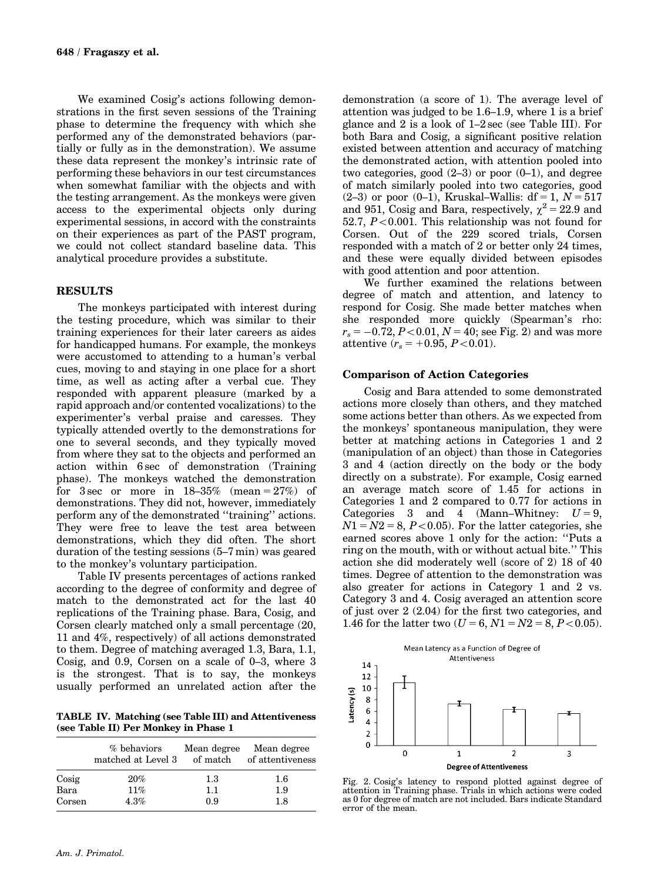We examined Cosig's actions following demonstrations in the first seven sessions of the Training phase to determine the frequency with which she performed any of the demonstrated behaviors (partially or fully as in the demonstration). We assume these data represent the monkey's intrinsic rate of performing these behaviors in our test circumstances when somewhat familiar with the objects and with the testing arrangement. As the monkeys were given access to the experimental objects only during experimental sessions, in accord with the constraints on their experiences as part of the PAST program, we could not collect standard baseline data. This analytical procedure provides a substitute.

## RESULTS

The monkeys participated with interest during the testing procedure, which was similar to their training experiences for their later careers as aides for handicapped humans. For example, the monkeys were accustomed to attending to a human's verbal cues, moving to and staying in one place for a short time, as well as acting after a verbal cue. They responded with apparent pleasure (marked by a rapid approach and/or contented vocalizations) to the experimenter's verbal praise and caresses. They typically attended overtly to the demonstrations for one to several seconds, and they typically moved from where they sat to the objects and performed an action within 6 sec of demonstration (Training phase). The monkeys watched the demonstration for 3 sec or more in 18–35% (mean = 27%) of demonstrations. They did not, however, immediately perform any of the demonstrated "training" actions. They were free to leave the test area between demonstrations, which they did often. The short duration of the testing sessions (5–7 min) was geared to the monkey's voluntary participation.

Table IV presents percentages of actions ranked according to the degree of conformity and degree of match to the demonstrated act for the last 40 replications of the Training phase. Bara, Cosig, and Corsen clearly matched only a small percentage (20, 11 and 4%, respectively) of all actions demonstrated to them. Degree of matching averaged 1.3, Bara, 1.1, Cosig, and 0.9, Corsen on a scale of 0–3, where 3 is the strongest. That is to say, the monkeys usually performed an unrelated action after the demonstration (a score of 1). The average level of attention was judged to be 1.6–1.9, where 1 is a brief glance and 2 is a look of 1–2 sec (see Table III). For both Bara and Cosig, a significant positive relation existed between attention and accuracy of matching the demonstrated action, with attention pooled into two categories, good (2–3) or poor (0–1), and degree of match similarly pooled into two categories, good (2–3) or poor (0–1), Kruskal–Wallis: df = 1, $N = 517$ and 951, Cosig and Bara, respectively, $\chi^2 = 22.9$ and 52.7, $P < 0.001$. This relationship was not found for Corsen. Out of the 229 scored trials, Corsen responded with a match of 2 or better only 24 times, and these were equally divided between episodes with good attention and poor attention.

We further examined the relations between degree of match and attention, and latency to respond for Cosig. She made better matches when she responded more quickly (Spearman's rho: $r_s = -0.72$, $P < 0.01$, $N = 40$; see Fig. 2) and was more attentive ($r_s = +0.95$, $P < 0.01$).

**TABLE IV. Matching (see Table III) and Attentiveness (see Table II) Per Monkey in Phase 1**

| | % behaviors matched at Level 3 | Mean degree of match | Mean degree of attentiveness |
|---|---|---|---|
| Cosig | 20% | 1.3 | 1.6 |
| Bara | 11% | 1.1 | 1.9 |
| Corsen | 4.3% | 0.9 | 1.8 |

### Comparison of Action Categories

Cosig and Bara attended to some demonstrated actions more closely than others, and they matched some actions better than others. As we expected from the monkeys' spontaneous manipulation, they were better at matching actions in Categories 1 and 2 (manipulation of an object) than those in Categories 3 and 4 (action directly on the body or the body directly on a substrate). For example, Cosig earned an average match score of 1.45 for actions in Categories 1 and 2 compared to 0.77 for actions in Categories 3 and 4 (Mann–Whitney: $U = 9$, $N1 = N2 = 8$, $P < 0.05$). For the latter categories, she earned scores above 1 only for the action: "Puts a ring on the mouth, with or without actual bite." This action she did moderately well (score of 2) 18 of 40 times. Degree of attention to the demonstration was also greater for actions in Category 1 and 2 vs. Category 3 and 4. Cosig averaged an attention score of just over 2 (2.04) for the first two categories, and 1.46 for the latter two ($U = 6$, $N1 = N2 = 8$, $P < 0.05$).

Fig. 2. Cosig's latency to respond plotted against degree of attention in Training phase. Trials in which actions were coded as 0 for degree of match are not included. Bars indicate Standard error of the mean.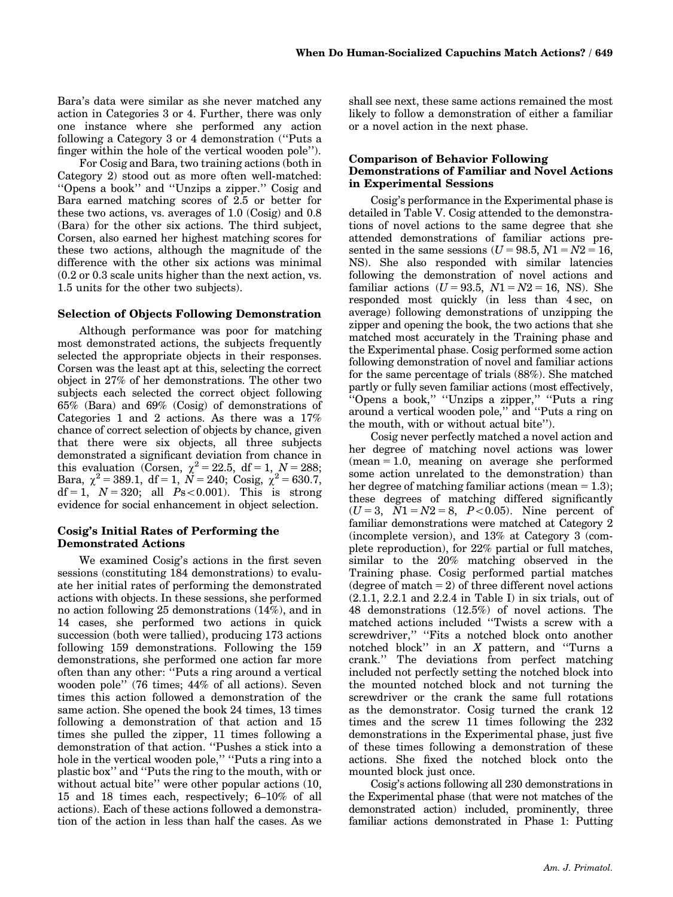Bara's data were similar as she never matched any action in Categories 3 or 4. Further, there was only one instance where she performed any action following a Category 3 or 4 demonstration (''Puts a finger within the hole of the vertical wooden pole'').

For Cosig and Bara, two training actions (both in Category 2) stood out as more often well-matched: ''Opens a book'' and ''Unzips a zipper.'' Cosig and Bara earned matching scores of 2.5 or better for these two actions, vs. averages of 1.0 (Cosig) and 0.8 (Bara) for the other six actions. The third subject, Corsen, also earned her highest matching scores for these two actions, although the magnitude of the difference with the other six actions was minimal (0.2 or 0.3 scale units higher than the next action, vs. 1.5 units for the other two subjects).

### Selection of Objects Following Demonstration

Although performance was poor for matching most demonstrated actions, the subjects frequently selected the appropriate objects in their responses. Corsen was the least apt at this, selecting the correct object in 27% of her demonstrations. The other two subjects each selected the correct object following 65% (Bara) and 69% (Cosig) of demonstrations of Categories 1 and 2 actions. As there was a 17% chance of correct selection of objects by chance, given that there were six objects, all three subjects demonstrated a significant deviation from chance in this evaluation (Corsen, $\chi^2 = 22.5$, df = 1, $N = 288$; Bara, $\chi^2 = 389.1$, df = 1, $N = 240$; Cosig, $\chi^2 = 630.7$, df = 1, $N = 320$; all $Ps < 0.001$). This is strong evidence for social enhancement in object selection.

### Cosig's Initial Rates of Performing the Demonstrated Actions

We examined Cosig's actions in the first seven sessions (constituting 184 demonstrations) to evaluate her initial rates of performing the demonstrated actions with objects. In these sessions, she performed no action following 25 demonstrations (14%), and in 14 cases, she performed two actions in quick succession (both were tallied), producing 173 actions following 159 demonstrations. Following the 159 demonstrations, she performed one action far more often than any other: ''Puts a ring around a vertical wooden pole'' (76 times; 44% of all actions). Seven times this action followed a demonstration of the same action. She opened the book 24 times, 13 times following a demonstration of that action and 15 times she pulled the zipper, 11 times following a demonstration of that action. ''Pushes a stick into a hole in the vertical wooden pole,'' ''Puts a ring into a plastic box'' and ''Puts the ring to the mouth, with or without actual bite'' were other popular actions (10, 15 and 18 times each, respectively; 6–10% of all actions). Each of these actions followed a demonstration of the action in less than half the cases. As we shall see next, these same actions remained the most likely to follow a demonstration of either a familiar or a novel action in the next phase.

### Comparison of Behavior Following Demonstrations of Familiar and Novel Actions in Experimental Sessions

Cosig's performance in the Experimental phase is detailed in Table V. Cosig attended to the demonstrations of novel actions to the same degree that she attended demonstrations of familiar actions presented in the same sessions ($U = 98.5$, $N1 = N2 = 16$, NS). She also responded with similar latencies following the demonstration of novel actions and familiar actions ($U = 93.5$, $N1 = N2 = 16$, NS). She responded most quickly (in less than 4 sec, on average) following demonstrations of unzipping the zipper and opening the book, the two actions that she matched most accurately in the Training phase and the Experimental phase. Cosig performed some action following demonstration of novel and familiar actions for the same percentage of trials (88%). She matched partly or fully seven familiar actions (most effectively, ''Opens a book,'' ''Unzips a zipper,'' ''Puts a ring around a vertical wooden pole,'' and ''Puts a ring on the mouth, with or without actual bite'').

Cosig never perfectly matched a novel action and her degree of matching novel actions was lower (mean = 1.0, meaning on average she performed some action unrelated to the demonstration) than her degree of matching familiar actions (mean = 1.3); these degrees of matching differed significantly ($U = 3$, $N1 = N2 = 8$, $P < 0.05$). Nine percent of familiar demonstrations were matched at Category 2 (incomplete version), and 13% at Category 3 (complete reproduction), for 22% partial or full matches, similar to the 20% matching observed in the Training phase. Cosig performed partial matches (degree of match = 2) of three different novel actions (2.1.1, 2.2.1 and 2.2.4 in Table I) in six trials, out of 48 demonstrations (12.5%) of novel actions. The matched actions included ''Twists a screw with a screwdriver,'' ''Fits a notched block onto another notched block'' in an *X* pattern, and ''Turns a crank.'' The deviations from perfect matching included not perfectly setting the notched block into the mounted notched block and not turning the screwdriver or the crank the same full rotations as the demonstrator. Cosig turned the crank 12 times and the screw 11 times following the 232 demonstrations in the Experimental phase, just five of these times following a demonstration of these actions. She fixed the notched block onto the mounted block just once.

Cosig's actions following all 230 demonstrations in the Experimental phase (that were not matches of the demonstrated action) included, prominently, three familiar actions demonstrated in Phase 1: Putting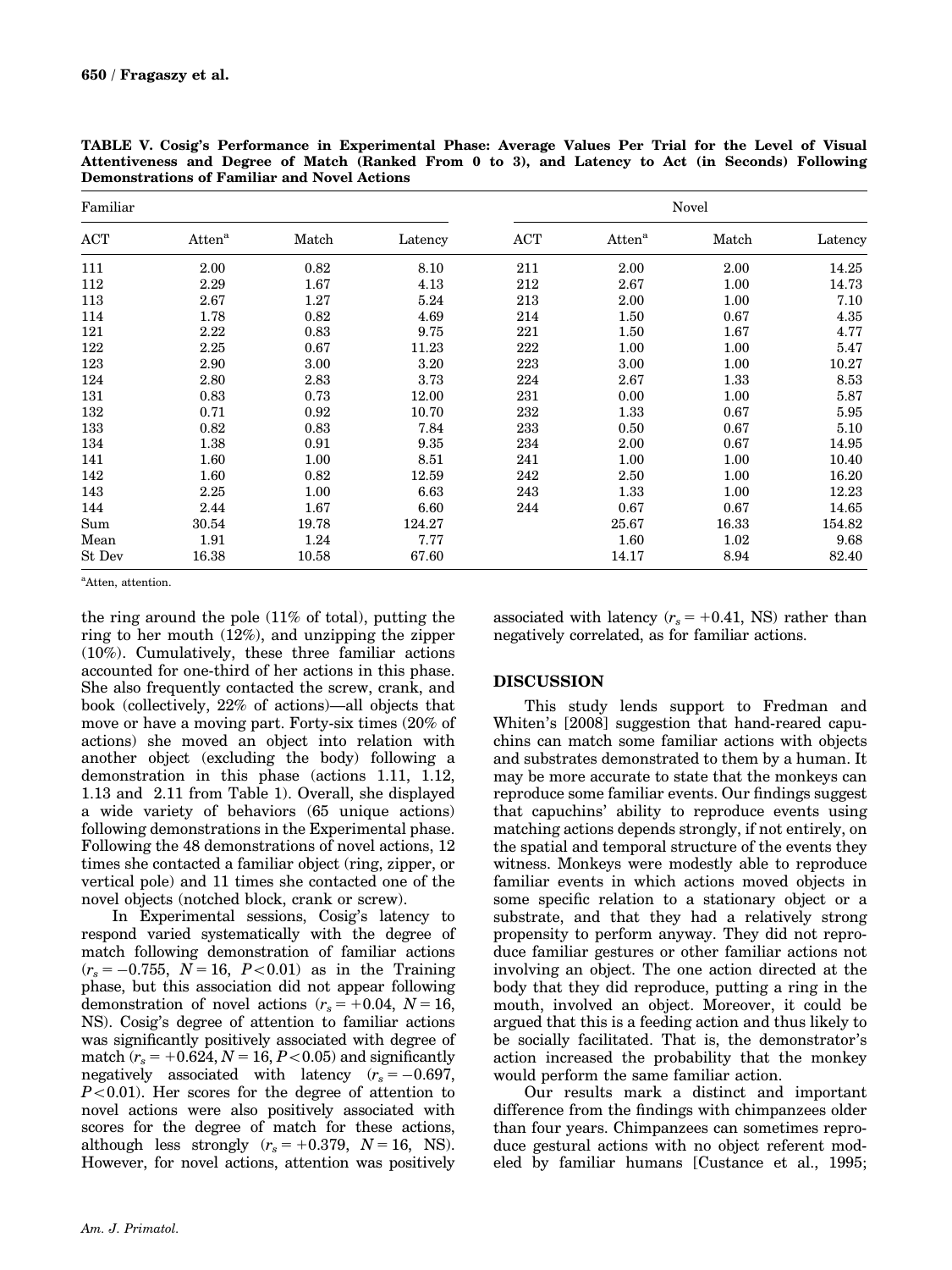**TABLE V. Cosig's Performance in Experimental Phase: Average Values Per Trial for the Level of Visual Attentiveness and Degree of Match (Ranked From 0 to 3), and Latency to Act (in Seconds) Following Demonstrations of Familiar and Novel Actions**

| Familiar | | | | Novel | | | |
|---|---|---|---|---|---|---|---|
| ACT | Atten[a] | Match | Latency | ACT | Atten[a] | Match | Latency |
| 111 | 2.00 | 0.82 | 8.10 | 211 | 2.00 | 2.00 | 14.25 |
| 112 | 2.29 | 1.67 | 4.13 | 212 | 2.67 | 1.00 | 14.73 |
| 113 | 2.67 | 1.27 | 5.24 | 213 | 2.00 | 1.00 | 7.10 |
| 114 | 1.78 | 0.82 | 4.69 | 214 | 1.50 | 0.67 | 4.35 |
| 121 | 2.22 | 0.83 | 9.75 | 221 | 1.50 | 1.67 | 4.77 |
| 122 | 2.25 | 0.67 | 11.23 | 222 | 1.00 | 1.00 | 5.47 |
| 123 | 2.90 | 3.00 | 3.20 | 223 | 3.00 | 1.00 | 10.27 |
| 124 | 2.80 | 2.83 | 3.73 | 224 | 2.67 | 1.33 | 8.53 |
| 131 | 0.83 | 0.73 | 12.00 | 231 | 0.00 | 1.00 | 5.87 |
| 132 | 0.71 | 0.92 | 10.70 | 232 | 1.33 | 0.67 | 5.95 |
| 133 | 0.82 | 0.83 | 7.84 | 233 | 0.50 | 0.67 | 5.10 |
| 134 | 1.38 | 0.91 | 9.35 | 234 | 2.00 | 0.67 | 14.95 |
| 141 | 1.60 | 1.00 | 8.51 | 241 | 1.00 | 1.00 | 10.40 |
| 142 | 1.60 | 0.82 | 12.59 | 242 | 2.50 | 1.00 | 16.20 |
| 143 | 2.25 | 1.00 | 6.63 | 243 | 1.33 | 1.00 | 12.23 |
| 144 | 2.44 | 1.67 | 6.60 | 244 | 0.67 | 0.67 | 14.65 |
| Sum | 30.54 | 19.78 | 124.27 | | 25.67 | 16.33 | 154.82 |
| Mean | 1.91 | 1.24 | 7.77 | | 1.60 | 1.02 | 9.68 |
| St Dev | 16.38 | 10.58 | 67.60 | | 14.17 | 8.94 | 82.40 |

[a]Atten, attention.

the ring around the pole (11% of total), putting the ring to her mouth (12%), and unzipping the zipper (10%). Cumulatively, these three familiar actions accounted for one-third of her actions in this phase. She also frequently contacted the screw, crank, and book (collectively, 22% of actions)—all objects that move or have a moving part. Forty-six times (20% of actions) she moved an object into relation with another object (excluding the body) following a demonstration in this phase (actions 1.11, 1.12, 1.13 and 2.11 from Table 1). Overall, she displayed a wide variety of behaviors (65 unique actions) following demonstrations in the Experimental phase. Following the 48 demonstrations of novel actions, 12 times she contacted a familiar object (ring, zipper, or vertical pole) and 11 times she contacted one of the novel objects (notched block, crank or screw).

In Experimental sessions, Cosig's latency to respond varied systematically with the degree of match following demonstration of familiar actions ($r_s = -0.755$, $N = 16$, $P < 0.01$) as in the Training phase, but this association did not appear following demonstration of novel actions ($r_s = +0.04$, $N = 16$, NS). Cosig's degree of attention to familiar actions was significantly positively associated with degree of match ($r_s = +0.624$, $N = 16$, $P < 0.05$) and significantly negatively associated with latency ($r_s = -0.697$, $P < 0.01$). Her scores for the degree of attention to novel actions were also positively associated with scores for the degree of match for these actions, although less strongly ($r_s = +0.379$, $N = 16$, NS). However, for novel actions, attention was positively associated with latency ($r_s = +0.41$, NS) rather than negatively correlated, as for familiar actions.

## DISCUSSION

This study lends support to Fredman and Whiten's [2008] suggestion that hand-reared capuchins can match some familiar actions with objects and substrates demonstrated to them by a human. It may be more accurate to state that the monkeys can reproduce some familiar events. Our findings suggest that capuchins' ability to reproduce events using matching actions depends strongly, if not entirely, on the spatial and temporal structure of the events they witness. Monkeys were modestly able to reproduce familiar events in which actions moved objects in some specific relation to a stationary object or a substrate, and that they had a relatively strong propensity to perform anyway. They did not reproduce familiar gestures or other familiar actions not involving an object. The one action directed at the body that they did reproduce, putting a ring in the mouth, involved an object. Moreover, it could be argued that this is a feeding action and thus likely to be socially facilitated. That is, the demonstrator's action increased the probability that the monkey would perform the same familiar action.

Our results mark a distinct and important difference from the findings with chimpanzees older than four years. Chimpanzees can sometimes reproduce gestural actions with no object referent modeled by familiar humans [Custance et al., 1995;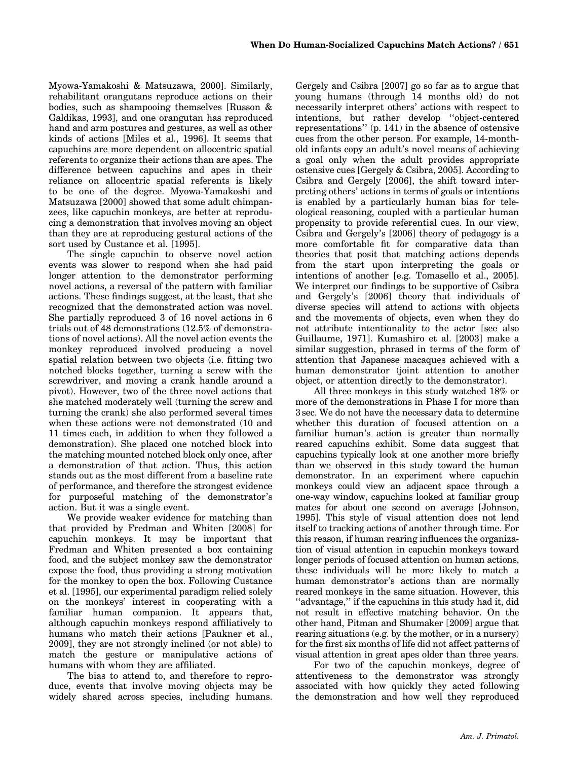Myowa-Yamakoshi & Matsuzawa, 2000]. Similarly, rehabilitant orangutans reproduce actions on their bodies, such as shampooing themselves [Russon & Galdikas, 1993], and one orangutan has reproduced hand and arm postures and gestures, as well as other kinds of actions [Miles et al., 1996]. It seems that capuchins are more dependent on allocentric spatial referents to organize their actions than are apes. The difference between capuchins and apes in their reliance on allocentric spatial referents is likely to be one of the degree. Myowa-Yamakoshi and Matsuzawa [2000] showed that some adult chimpanzees, like capuchin monkeys, are better at reproducing a demonstration that involves moving an object than they are at reproducing gestural actions of the sort used by Custance et al. [1995].

The single capuchin to observe novel action events was slower to respond when she had paid longer attention to the demonstrator performing novel actions, a reversal of the pattern with familiar actions. These findings suggest, at the least, that she recognized that the demonstrated action was novel. She partially reproduced 3 of 16 novel actions in 6 trials out of 48 demonstrations (12.5% of demonstrations of novel actions). All the novel action events the monkey reproduced involved producing a novel spatial relation between two objects (i.e. fitting two notched blocks together, turning a screw with the screwdriver, and moving a crank handle around a pivot). However, two of the three novel actions that she matched moderately well (turning the screw and turning the crank) she also performed several times when these actions were not demonstrated (10 and 11 times each, in addition to when they followed a demonstration). She placed one notched block into the matching mounted notched block only once, after a demonstration of that action. Thus, this action stands out as the most different from a baseline rate of performance, and therefore the strongest evidence for purposeful matching of the demonstrator's action. But it was a single event.

We provide weaker evidence for matching than that provided by Fredman and Whiten [2008] for capuchin monkeys. It may be important that Fredman and Whiten presented a box containing food, and the subject monkey saw the demonstrator expose the food, thus providing a strong motivation for the monkey to open the box. Following Custance et al. [1995], our experimental paradigm relied solely on the monkeys' interest in cooperating with a familiar human companion. It appears that, although capuchin monkeys respond affiliatively to humans who match their actions [Paukner et al., 2009], they are not strongly inclined (or not able) to match the gesture or manipulative actions of humans with whom they are affiliated.

The bias to attend to, and therefore to reproduce, events that involve moving objects may be widely shared across species, including humans. Gergely and Csibra [2007] go so far as to argue that young humans (through 14 months old) do not necessarily interpret others' actions with respect to intentions, but rather develop "object-centered representations" (p. 141) in the absence of ostensive cues from the other person. For example, 14-month-old infants copy an adult's novel means of achieving a goal only when the adult provides appropriate ostensive cues [Gergely & Csibra, 2005]. According to Csibra and Gergely [2006], the shift toward interpreting others' actions in terms of goals or intentions is enabled by a particularly human bias for teleological reasoning, coupled with a particular human propensity to provide referential cues. In our view, Csibra and Gergely's [2006] theory of pedagogy is a more comfortable fit for comparative data than theories that posit that matching actions depends from the start upon interpreting the goals or intentions of another [e.g. Tomasello et al., 2005]. We interpret our findings to be supportive of Csibra and Gergely's [2006] theory that individuals of diverse species will attend to actions with objects and the movements of objects, even when they do not attribute intentionality to the actor [see also Guillaume, 1971]. Kumashiro et al. [2003] make a similar suggestion, phrased in terms of the form of attention that Japanese macaques achieved with a human demonstrator (joint attention to another object, or attention directly to the demonstrator).

All three monkeys in this study watched 18% or more of the demonstrations in Phase I for more than 3 sec. We do not have the necessary data to determine whether this duration of focused attention on a familiar human's action is greater than normally reared capuchins exhibit. Some data suggest that capuchins typically look at one another more briefly than we observed in this study toward the human demonstrator. In an experiment where capuchin monkeys could view an adjacent space through a one-way window, capuchins looked at familiar group mates for about one second on average [Johnson, 1995]. This style of visual attention does not lend itself to tracking actions of another through time. For this reason, if human rearing influences the organization of visual attention in capuchin monkeys toward longer periods of focused attention on human actions, these individuals will be more likely to match a human demonstrator's actions than are normally reared monkeys in the same situation. However, this "advantage," if the capuchins in this study had it, did not result in effective matching behavior. On the other hand, Pitman and Shumaker [2009] argue that rearing situations (e.g. by the mother, or in a nursery) for the first six months of life did not affect patterns of visual attention in great apes older than three years.

For two of the capuchin monkeys, degree of attentiveness to the demonstrator was strongly associated with how quickly they acted following the demonstration and how well they reproduced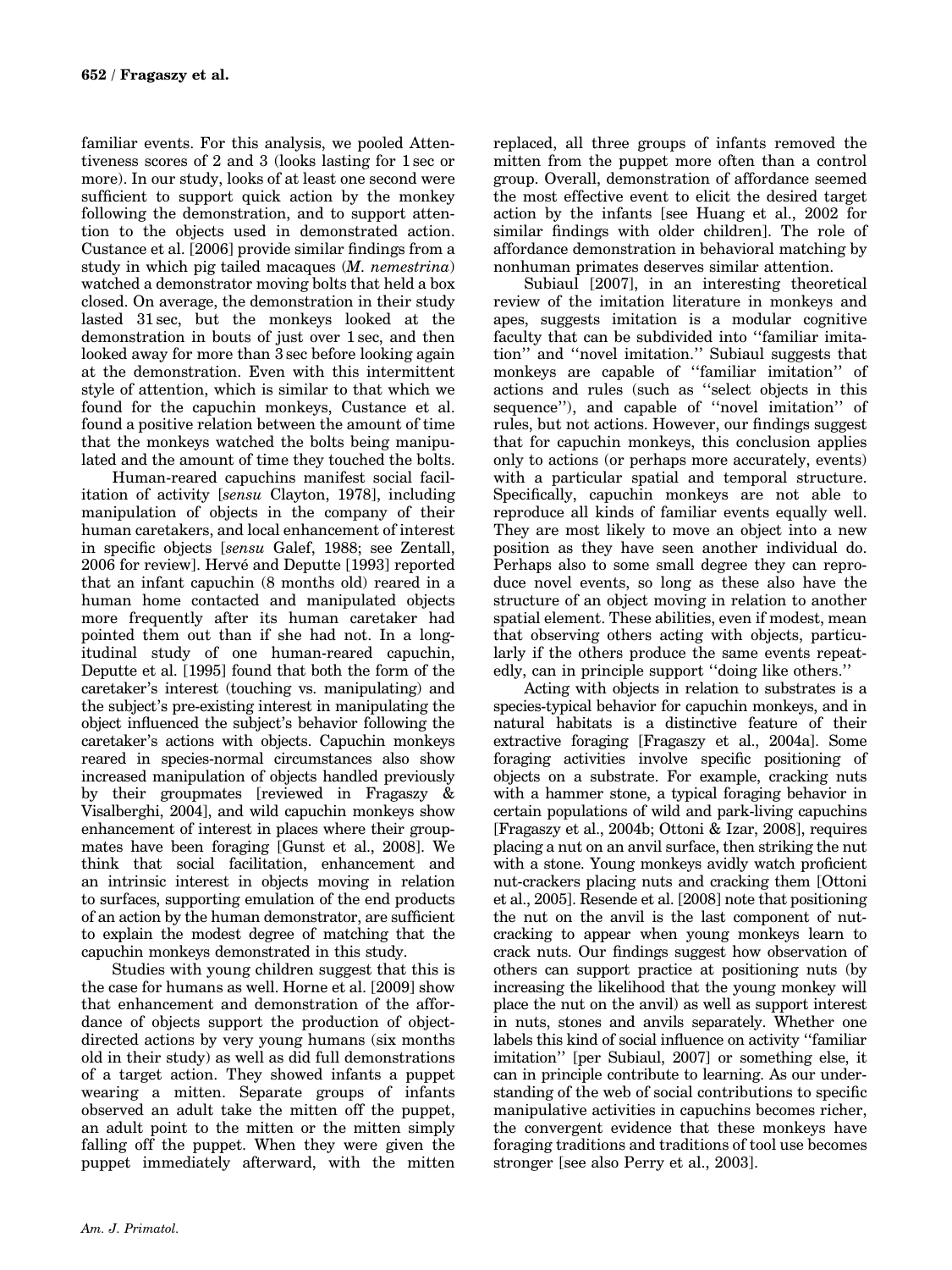familiar events. For this analysis, we pooled Attentiveness scores of 2 and 3 (looks lasting for 1 sec or more). In our study, looks of at least one second were sufficient to support quick action by the monkey following the demonstration, and to support attention to the objects used in demonstrated action. Custance et al. [2006] provide similar findings from a study in which pig tailed macaques (*M. nemestrina*) watched a demonstrator moving bolts that held a box closed. On average, the demonstration in their study lasted 31 sec, but the monkeys looked at the demonstration in bouts of just over 1 sec, and then looked away for more than 3 sec before looking again at the demonstration. Even with this intermittent style of attention, which is similar to that which we found for the capuchin monkeys, Custance et al. found a positive relation between the amount of time that the monkeys watched the bolts being manipulated and the amount of time they touched the bolts.

Human-reared capuchins manifest social facilitation of activity [*sensu* Clayton, 1978], including manipulation of objects in the company of their human caretakers, and local enhancement of interest in specific objects [*sensu* Galef, 1988; see Zentall, 2006 for review]. Hervé and Deputte [1993] reported that an infant capuchin (8 months old) reared in a human home contacted and manipulated objects more frequently after its human caretaker had pointed them out than if she had not. In a longitudinal study of one human-reared capuchin, Deputte et al. [1995] found that both the form of the caretaker's interest (touching vs. manipulating) and the subject's pre-existing interest in manipulating the object influenced the subject's behavior following the caretaker's actions with objects. Capuchin monkeys reared in species-normal circumstances also show increased manipulation of objects handled previously by their groupmates [reviewed in Fragaszy & Visalberghi, 2004], and wild capuchin monkeys show enhancement of interest in places where their groupmates have been foraging [Gunst et al., 2008]. We think that social facilitation, enhancement and an intrinsic interest in objects moving in relation to surfaces, supporting emulation of the end products of an action by the human demonstrator, are sufficient to explain the modest degree of matching that the capuchin monkeys demonstrated in this study.

Studies with young children suggest that this is the case for humans as well. Horne et al. [2009] show that enhancement and demonstration of the affordance of objects support the production of object-directed actions by very young humans (six months old in their study) as well as did full demonstrations of a target action. They showed infants a puppet wearing a mitten. Separate groups of infants observed an adult take the mitten off the puppet, an adult point to the mitten or the mitten simply falling off the puppet. When they were given the puppet immediately afterward, with the mitten replaced, all three groups of infants removed the mitten from the puppet more often than a control group. Overall, demonstration of affordance seemed the most effective event to elicit the desired target action by the infants [see Huang et al., 2002 for similar findings with older children]. The role of affordance demonstration in behavioral matching by nonhuman primates deserves similar attention.

Subiaul [2007], in an interesting theoretical review of the imitation literature in monkeys and apes, suggests imitation is a modular cognitive faculty that can be subdivided into "familiar imitation" and "novel imitation." Subiaul suggests that monkeys are capable of "familiar imitation" of actions and rules (such as "select objects in this sequence"), and capable of "novel imitation" of rules, but not actions. However, our findings suggest that for capuchin monkeys, this conclusion applies only to actions (or perhaps more accurately, events) with a particular spatial and temporal structure. Specifically, capuchin monkeys are not able to reproduce all kinds of familiar events equally well. They are most likely to move an object into a new position as they have seen another individual do. Perhaps also to some small degree they can reproduce novel events, so long as these also have the structure of an object moving in relation to another spatial element. These abilities, even if modest, mean that observing others acting with objects, particularly if the others produce the same events repeatedly, can in principle support "doing like others."

Acting with objects in relation to substrates is a species-typical behavior for capuchin monkeys, and in natural habitats is a distinctive feature of their extractive foraging [Fragaszy et al., 2004a]. Some foraging activities involve specific positioning of objects on a substrate. For example, cracking nuts with a hammer stone, a typical foraging behavior in certain populations of wild and park-living capuchins [Fragaszy et al., 2004b; Ottoni & Izar, 2008], requires placing a nut on an anvil surface, then striking the nut with a stone. Young monkeys avidly watch proficient nut-crackers placing nuts and cracking them [Ottoni et al., 2005]. Resende et al. [2008] note that positioning the nut on the anvil is the last component of nut-cracking to appear when young monkeys learn to crack nuts. Our findings suggest how observation of others can support practice at positioning nuts (by increasing the likelihood that the young monkey will place the nut on the anvil) as well as support interest in nuts, stones and anvils separately. Whether one labels this kind of social influence on activity "familiar imitation" [per Subiaul, 2007] or something else, it can in principle contribute to learning. As our understanding of the web of social contributions to specific manipulative activities in capuchins becomes richer, the convergent evidence that these monkeys have foraging traditions and traditions of tool use becomes stronger [see also Perry et al., 2003].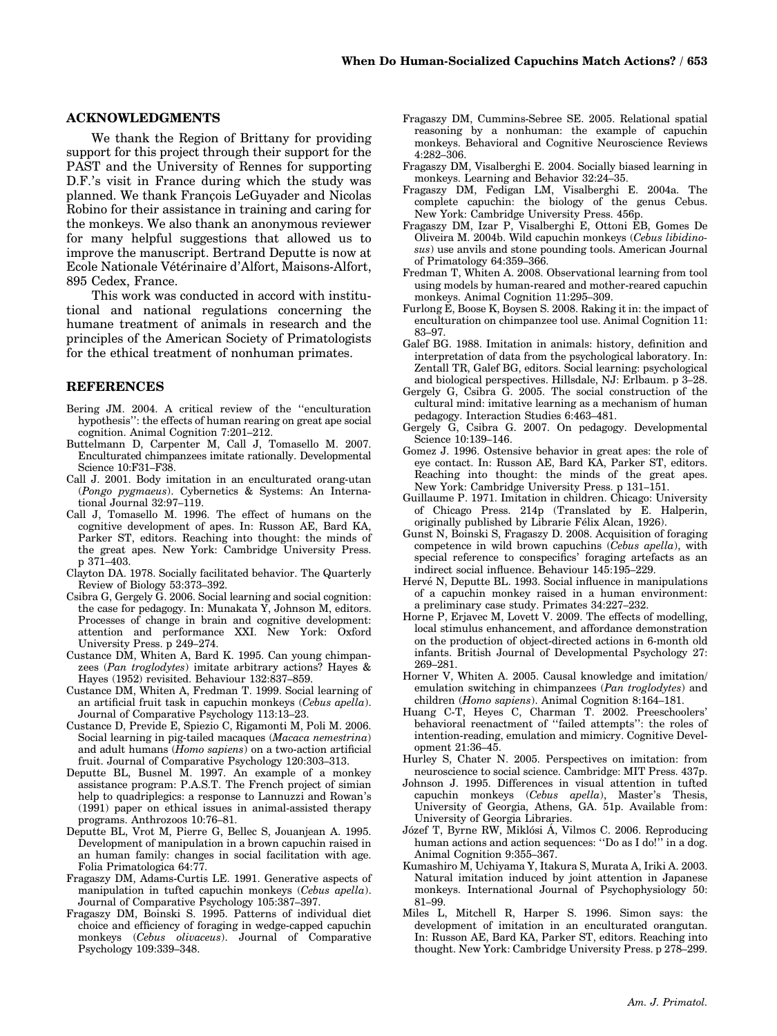## ACKNOWLEDGMENTS

We thank the Region of Brittany for providing support for this project through their support for the PAST and the University of Rennes for supporting D.F.'s visit in France during which the study was planned. We thank François LeGuyader and Nicolas Robino for their assistance in training and caring for the monkeys. We also thank an anonymous reviewer for many helpful suggestions that allowed us to improve the manuscript. Bertrand Deputte is now at Ecole Nationale Vétérinaire d'Alfort, Maisons-Alfort, 895 Cedex, France.

This work was conducted in accord with institutional and national regulations concerning the humane treatment of animals in research and the principles of the American Society of Primatologists for the ethical treatment of nonhuman primates.

## REFERENCES

Bering JM. 2004. A critical review of the ''enculturation hypothesis'': the effects of human rearing on great ape social cognition. Animal Cognition 7:201–212.

Buttelmann D, Carpenter M, Call J, Tomasello M. 2007. Enculturated chimpanzees imitate rationally. Developmental Science 10:F31–F38.

Call J. 2001. Body imitation in an enculturated orang-utan (*Pongo pygmaeus*). Cybernetics & Systems: An International Journal 32:97–119.

Call J, Tomasello M. 1996. The effect of humans on the cognitive development of apes. In: Russon AE, Bard KA, Parker ST, editors. Reaching into thought: the minds of the great apes. New York: Cambridge University Press. p 371–403.

Clayton DA. 1978. Socially facilitated behavior. The Quarterly Review of Biology 53:373–392.

Csibra G, Gergely G. 2006. Social learning and social cognition: the case for pedagogy. In: Munakata Y, Johnson M, editors. Processes of change in brain and cognitive development: attention and performance XXI. New York: Oxford University Press. p 249–274.

Custance DM, Whiten A, Bard K. 1995. Can young chimpanzees (*Pan troglodytes*) imitate arbitrary actions? Hayes & Hayes (1952) revisited. Behaviour 132:837–859.

Custance DM, Whiten A, Fredman T. 1999. Social learning of an artificial fruit task in capuchin monkeys (*Cebus apella*). Journal of Comparative Psychology 113:13–23.

Custance D, Previde E, Spiezio C, Rigamonti M, Poli M. 2006. Social learning in pig-tailed macaques (*Macaca nemestrina*) and adult humans (*Homo sapiens*) on a two-action artificial fruit. Journal of Comparative Psychology 120:303–313.

Deputte BL, Busnel M. 1997. An example of a monkey assistance program: P.A.S.T. The French project of simian help to quadriplegics: a response to Iannuzzi and Rowan's (1991) paper on ethical issues in animal-assisted therapy programs. Anthrozoos 10:76–81.

Deputte BL, Vrot M, Pierre G, Bellec S, Jouanjean A. 1995. Development of manipulation in a brown capuchin raised in an human family: changes in social facilitation with age. Folia Primatologica 64:77.

Fragaszy DM, Adams-Curtis LE. 1991. Generative aspects of manipulation in tufted capuchin monkeys (*Cebus apella*). Journal of Comparative Psychology 105:387–397.

Fragaszy DM, Boinski S. 1995. Patterns of individual diet choice and efficiency of foraging in wedge-capped capuchin monkeys (*Cebus olivaceus*). Journal of Comparative Psychology 109:339–348.

Fragaszy DM, Cummins-Sebree SE. 2005. Relational spatial reasoning by a nonhuman: the example of capuchin monkeys. Behavioral and Cognitive Neuroscience Reviews 4:282–306.

Fragaszy DM, Visalberghi E. 2004. Socially biased learning in monkeys. Learning and Behavior 32:24–35.

Fragaszy DM, Fedigan LM, Visalberghi E. 2004a. The complete capuchin: the biology of the genus Cebus. New York: Cambridge University Press. 456p.

Fragaszy DM, Izar P, Visalberghi E, Ottoni EB, Gomes De Oliveira M. 2004b. Wild capuchin monkeys (*Cebus libidinosus*) use anvils and stone pounding tools. American Journal of Primatology 64:359–366.

Fredman T, Whiten A. 2008. Observational learning from tool using models by human-reared and mother-reared capuchin monkeys. Animal Cognition 11:295–309.

Furlong E, Boose K, Boysen S. 2008. Raking it in: the impact of enculturation on chimpanzee tool use. Animal Cognition 11: 83–97.

Galef BG. 1988. Imitation in animals: history, definition and interpretation of data from the psychological laboratory. In: Zentall TR, Galef BG, editors. Social learning: psychological and biological perspectives. Hillsdale, NJ: Erlbaum. p 3–28.

Gergely G, Csibra G. 2005. The social construction of the cultural mind: imitative learning as a mechanism of human pedagogy. Interaction Studies 6:463–481.

Gergely G, Csibra G. 2007. On pedagogy. Developmental Science 10:139–146.

Gomez J. 1996. Ostensive behavior in great apes: the role of eye contact. In: Russon AE, Bard KA, Parker ST, editors. Reaching into thought: the minds of the great apes. New York: Cambridge University Press. p 131–151.

Guillaume P. 1971. Imitation in children. Chicago: University of Chicago Press. 214p (Translated by E. Halperin, originally published by Librarie Félix Alcan, 1926).

Gunst N, Boinski S, Fragaszy D. 2008. Acquisition of foraging competence in wild brown capuchins (*Cebus apella*), with special reference to conspecifics' foraging artefacts as an indirect social influence. Behaviour 145:195–229.

Hervé N, Deputte BL. 1993. Social influence in manipulations of a capuchin monkey raised in a human environment: a preliminary case study. Primates 34:227–232.

Horne P, Erjavec M, Lovett V. 2009. The effects of modelling, local stimulus enhancement, and affordance demonstration on the production of object-directed actions in 6-month old infants. British Journal of Developmental Psychology 27: 269–281.

Horner V, Whiten A. 2005. Causal knowledge and imitation/emulation switching in chimpanzees (*Pan troglodytes*) and children (*Homo sapiens*). Animal Cognition 8:164–181.

Huang C-T, Heyes C, Charman T. 2002. Preeschoolers' behavioral reenactment of ''failed attempts'': the roles of intention-reading, emulation and mimicry. Cognitive Development 21:36–45.

Hurley S, Chater N. 2005. Perspectives on imitation: from neuroscience to social science. Cambridge: MIT Press. 437p.

Johnson J. 1995. Differences in visual attention in tufted capuchin monkeys (*Cebus apella*), Master's Thesis, University of Georgia, Athens, GA. 51p. Available from: University of Georgia Libraries.

Józef T, Byrne RW, Miklósi Á, Vilmos C. 2006. Reproducing human actions and action sequences: ''Do as I do!'' in a dog. Animal Cognition 9:355–367.

Kumashiro M, Uchiyama Y, Itakura S, Murata A, Iriki A. 2003. Natural imitation induced by joint attention in Japanese monkeys. International Journal of Psychophysiology 50: 81–99.

Miles L, Mitchell R, Harper S. 1996. Simon says: the development of imitation in an enculturated orangutan. In: Russon AE, Bard KA, Parker ST, editors. Reaching into thought. New York: Cambridge University Press. p 278–299.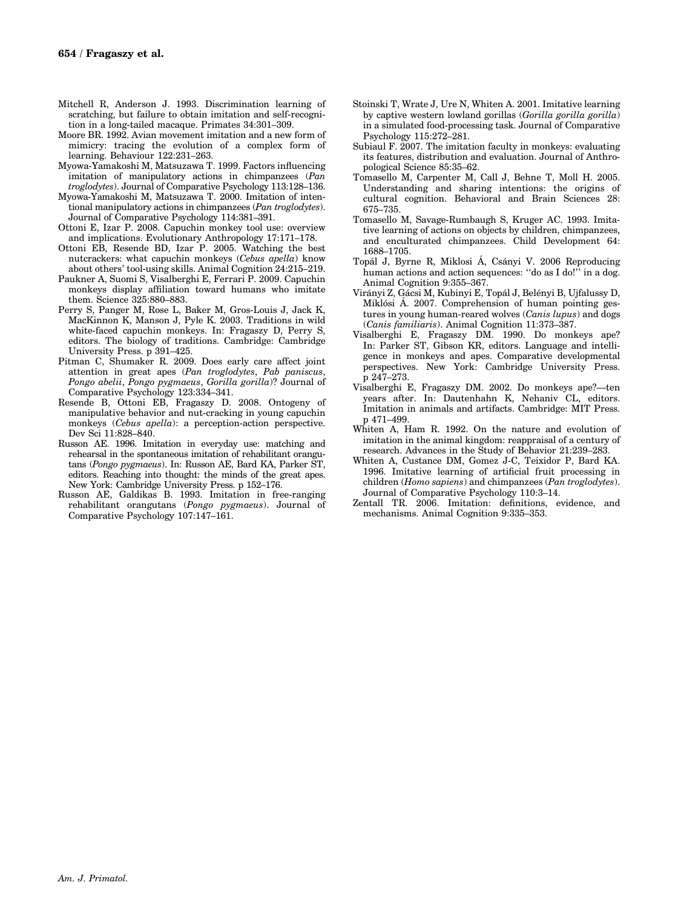Mitchell R, Anderson J. 1993. Discrimination learning of scratching, but failure to obtain imitation and self-recognition in a long-tailed macaque. Primates 34:301–309.

Moore BR. 1992. Avian movement imitation and a new form of mimicry: tracing the evolution of a complex form of learning. Behaviour 122:231–263.

Myowa-Yamakoshi M, Matsuzawa T. 1999. Factors influencing imitation of manipulatory actions in chimpanzees (*Pan troglodytes*). Journal of Comparative Psychology 113:128–136.

Myowa-Yamakoshi M, Matsuzawa T. 2000. Imitation of intentional manipulatory actions in chimpanzees (*Pan troglodytes*). Journal of Comparative Psychology 114:381–391.

Ottoni E, Izar P. 2008. Capuchin monkey tool use: overview and implications. Evolutionary Anthropology 17:171–178.

Ottoni EB, Resende BD, Izar P. 2005. Watching the best nutcrackers: what capuchin monkeys (*Cebus apella*) know about others' tool-using skills. Animal Cognition 24:215–219.

Paukner A, Suomi S, Visalberghi E, Ferrari P. 2009. Capuchin monkeys display affiliation toward humans who imitate them. Science 325:880–883.

Perry S, Panger M, Rose L, Baker M, Gros-Louis J, Jack K, MacKinnon K, Manson J, Pyle K. 2003. Traditions in wild white-faced capuchin monkeys. In: Fragaszy D, Perry S, editors. The biology of traditions. Cambridge: Cambridge University Press. p 391–425.

Pitman C, Shumaker R. 2009. Does early care affect joint attention in great apes (*Pan troglodytes*, *Pab paniscus*, *Pongo abelii*, *Pongo pygmaeus*, *Gorilla gorilla*)? Journal of Comparative Psychology 123:334–341.

Resende B, Ottoni EB, Fragaszy D. 2008. Ontogeny of manipulative behavior and nut-cracking in young capuchin monkeys (*Cebus apella*): a perception-action perspective. Dev Sci 11:828–840.

Russon AE. 1996. Imitation in everyday use: matching and rehearsal in the spontaneous imitation of rehabilitant orangutans (*Pongo pygmaeus*). In: Russon AE, Bard KA, Parker ST, editors. Reaching into thought: the minds of the great apes. New York: Cambridge University Press. p 152–176.

Russon AE, Galdikas B. 1993. Imitation in free-ranging rehabilitant orangutans (*Pongo pygmaeus*). Journal of Comparative Psychology 107:147–161.

Stoinski T, Wrate J, Ure N, Whiten A. 2001. Imitative learning by captive western lowland gorillas (*Gorilla gorilla gorilla*) in a simulated food-processing task. Journal of Comparative Psychology 115:272–281.

Subiaul F. 2007. The imitation faculty in monkeys: evaluating its features, distribution and evaluation. Journal of Anthropological Science 85:35–62.

Tomasello M, Carpenter M, Call J, Behne T, Moll H. 2005. Understanding and sharing intentions: the origins of cultural cognition. Behavioral and Brain Sciences 28: 675–735.

Tomasello M, Savage-Rumbaugh S, Kruger AC. 1993. Imitative learning of actions on objects by children, chimpanzees, and enculturated chimpanzees. Child Development 64: 1688–1705.

Topál J, Byrne R, Miklosi Á, Csányi V. 2006 Reproducing human actions and action sequences: "do as I do!" in a dog. Animal Cognition 9:355–367.

Virányi Z, Gácsi M, Kubinyi E, Topál J, Belényi B, Ujfalussy D, Miklósi Á. 2007. Comprehension of human pointing gestures in young human-reared wolves (*Canis lupus*) and dogs (*Canis familiaris*). Animal Cognition 11:373–387.

Visalberghi E, Fragaszy DM. 1990. Do monkeys ape? In: Parker ST, Gibson KR, editors. Language and intelligence in monkeys and apes. Comparative developmental perspectives. New York: Cambridge University Press. p 247–273.

Visalberghi E, Fragaszy DM. 2002. Do monkeys ape?—ten years after. In: Dautenhahn K, Nehaniv CL, editors. Imitation in animals and artifacts. Cambridge: MIT Press. p 471–499.

Whiten A, Ham R. 1992. On the nature and evolution of imitation in the animal kingdom: reappraisal of a century of research. Advances in the Study of Behavior 21:239–283.

Whiten A, Custance DM, Gomez J-C, Teixidor P, Bard KA. 1996. Imitative learning of artificial fruit processing in children (*Homo sapiens*) and chimpanzees (*Pan troglodytes*). Journal of Comparative Psychology 110:3–14.

Zentall TR. 2006. Imitation: definitions, evidence, and mechanisms. Animal Cognition 9:335–353.